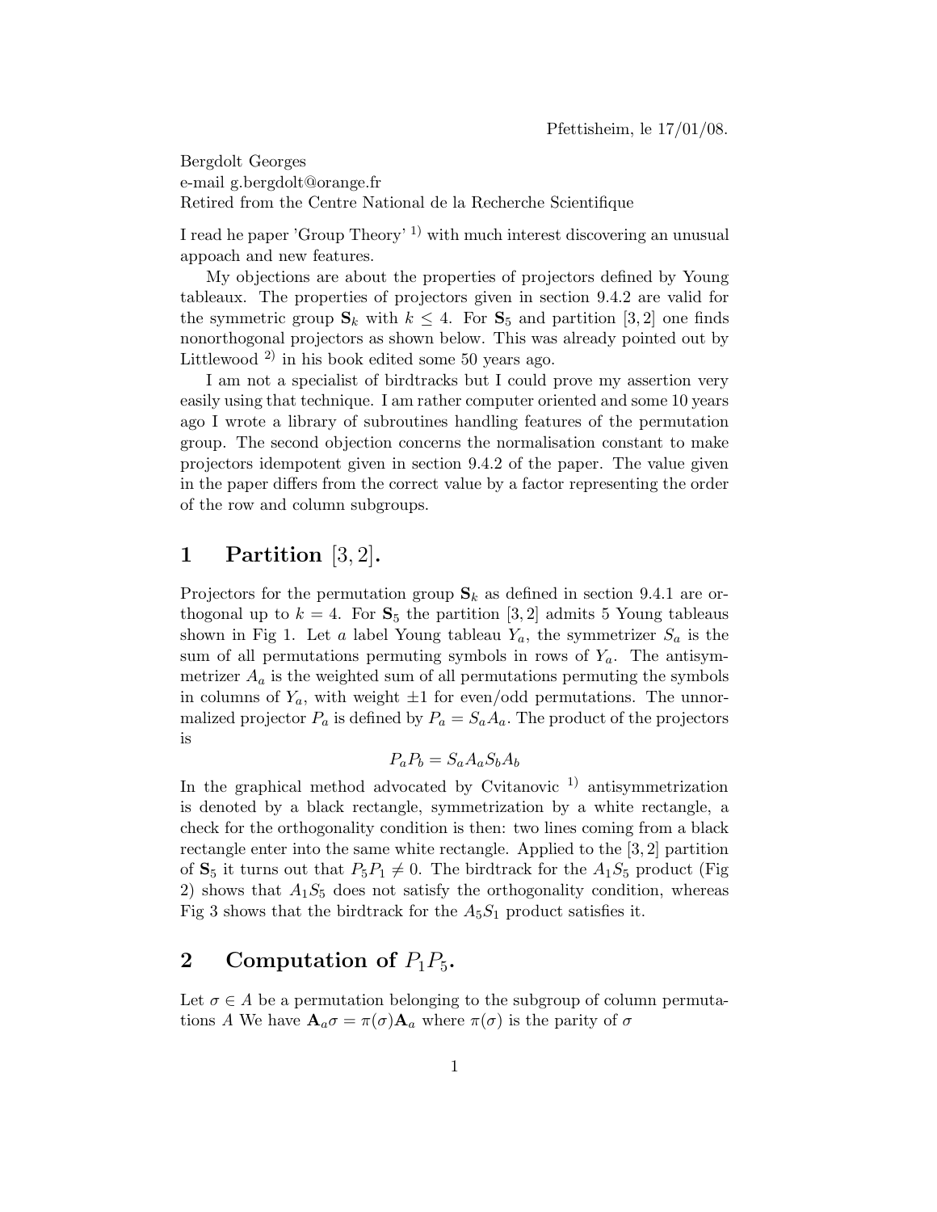Pfettisheim, le 17/01/08.

Bergdolt Georges
e-mail g.bergdolt@orange.fr
Retired from the Centre National de la Recherche Scientifique

I read he paper 'Group Theory' [1)] with much interest discovering an unusual appoach and new features.

My objections are about the properties of projectors defined by Young tableaux. The properties of projectors given in section 9.4.2 are valid for the symmetric group $\mathbf{S}_k$ with $k \leq 4$. For $\mathbf{S}_5$ and partition $[3, 2]$ one finds nonorthogonal projectors as shown below. This was already pointed out by Littlewood [2)] in his book edited some 50 years ago.

I am not a specialist of birdtracks but I could prove my assertion very easily using that technique. I am rather computer oriented and some 10 years ago I wrote a library of subroutines handling features of the permutation group. The second objection concerns the normalisation constant to make projectors idempotent given in section 9.4.2 of the paper. The value given in the paper differs from the correct value by a factor representing the order of the row and column subgroups.

# 1 Partition $[3, 2]$.

Projectors for the permutation group $\mathbf{S}_k$ as defined in section 9.4.1 are orthogonal up to $k = 4$. For $\mathbf{S}_5$ the partition $[3, 2]$ admits 5 Young tableaus shown in Fig 1. Let $a$ label Young tableau $Y_a$, the symmetrizer $S_a$ is the sum of all permutations permuting symbols in rows of $Y_a$. The antisymmetrizer $A_a$ is the weighted sum of all permutations permuting the symbols in columns of $Y_a$, with weight $\pm 1$ for even/odd permutations. The unnormalized projector $P_a$ is defined by $P_a = S_a A_a$. The product of the projectors is

$$P_a P_b = S_a A_a S_b A_b$$

In the graphical method advocated by Cvitanovic [1)] antisymmetrization is denoted by a black rectangle, symmetrization by a white rectangle, a check for the orthogonality condition is then: two lines coming from a black rectangle enter into the same white rectangle. Applied to the $[3, 2]$ partition of $\mathbf{S}_5$ it turns out that $P_5 P_1 \neq 0$. The birdtrack for the $A_1 S_5$ product (Fig 2) shows that $A_1 S_5$ does not satisfy the orthogonality condition, whereas Fig 3 shows that the birdtrack for the $A_5 S_1$ product satisfies it.

# 2 Computation of $P_1 P_5$.

Let $\sigma \in A$ be a permutation belonging to the subgroup of column permutations $A$ We have $\mathbf{A}_a \sigma = \pi(\sigma) \mathbf{A}_a$ where $\pi(\sigma)$ is the parity of $\sigma$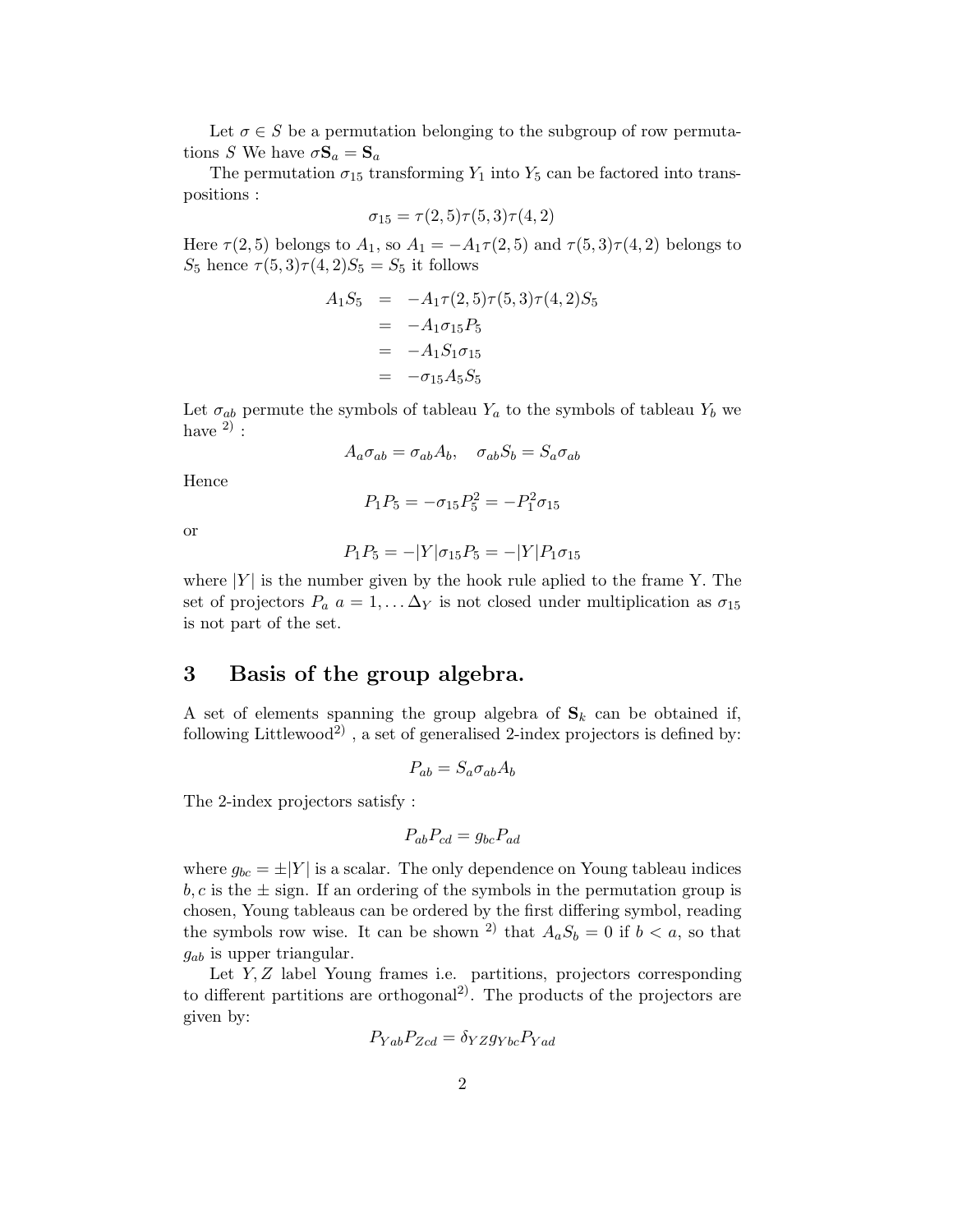Let $\sigma \in S$ be a permutation belonging to the subgroup of row permutations $S$ We have $\sigma \mathbf{S}_a = \mathbf{S}_a$

The permutation $\sigma_{15}$ transforming $Y_1$ into $Y_5$ can be factored into transpositions :

$$\sigma_{15} = \tau(2,5)\tau(5,3)\tau(4,2)$$

Here $\tau(2,5)$ belongs to $A_1$, so $A_1 = -A_1\tau(2,5)$ and $\tau(5,3)\tau(4,2)$ belongs to $S_5$ hence $\tau(5,3)\tau(4,2)S_5 = S_5$ it follows

$$\begin{aligned}
A_1 S_5 &= -A_1\tau(2,5)\tau(5,3)\tau(4,2)S_5 \\
&= -A_1\sigma_{15}P_5 \\
&= -A_1 S_1 \sigma_{15} \\
&= -\sigma_{15}A_5 S_5
\end{aligned}$$

Let $\sigma_{ab}$ permute the symbols of tableau $Y_a$ to the symbols of tableau $Y_b$ we have [2) :

$$A_a\sigma_{ab} = \sigma_{ab}A_b, \quad \sigma_{ab}S_b = S_a\sigma_{ab}$$

Hence

$$P_1 P_5 = -\sigma_{15}P_5^2 = -P_1^2\sigma_{15}$$

or

$$P_1 P_5 = -|Y|\sigma_{15}P_5 = -|Y|P_1\sigma_{15}$$

where $|Y|$ is the number given by the hook rule aplied to the frame Y. The set of projectors $P_a$ $a = 1, \ldots \Delta_Y$ is not closed under multiplication as $\sigma_{15}$ is not part of the set.

## 3 Basis of the group algebra.

A set of elements spanning the group algebra of $\mathbf{S}_k$ can be obtained if, following Littlewood[2)] , a set of generalised 2-index projectors is defined by:

$$P_{ab} = S_a\sigma_{ab}A_b$$

The 2-index projectors satisfy :

$$P_{ab}P_{cd} = g_{bc}P_{ad}$$

where $g_{bc} = \pm|Y|$ is a scalar. The only dependence on Young tableau indices $b, c$ is the $\pm$ sign. If an ordering of the symbols in the permutation group is chosen, Young tableaus can be ordered by the first differing symbol, reading the symbols row wise. It can be shown [2)] that $A_a S_b = 0$ if $b < a$, so that $g_{ab}$ is upper triangular.

Let $Y, Z$ label Young frames i.e. partitions, projectors corresponding to different partitions are orthogonal[2)]. The products of the projectors are given by:

$$P_{Yab}P_{Zcd} = \delta_{YZ}g_{Ybc}P_{Yad}$$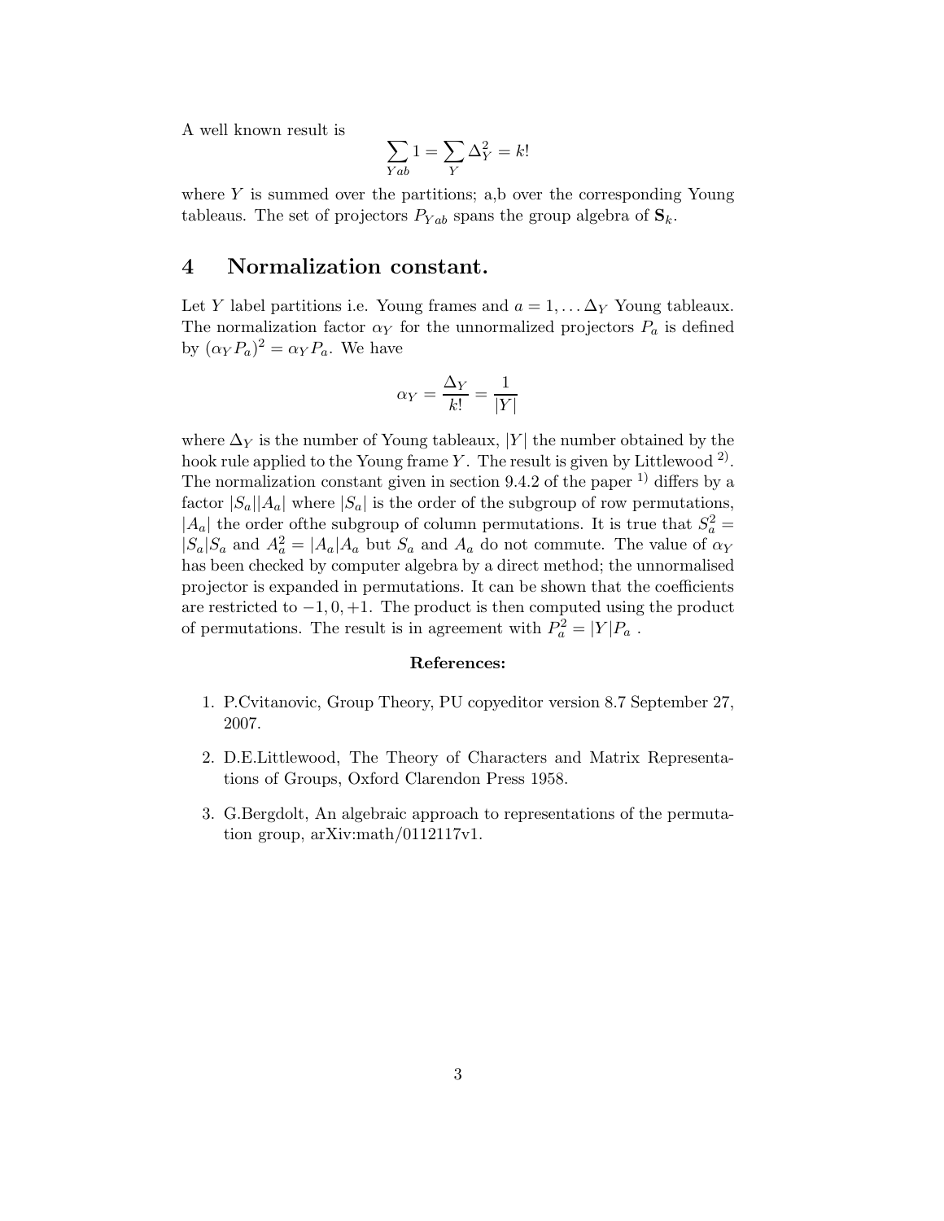A well known result is

$$\sum_{Yab} 1 = \sum_{Y} \Delta_Y^2 = k!$$

where $Y$ is summed over the partitions; a,b over the corresponding Young tableaus. The set of projectors $P_{Yab}$ spans the group algebra of $\mathbf{S}_k$.

## 4 Normalization constant.

Let $Y$ label partitions i.e. Young frames and $a = 1, \dots \Delta_Y$ Young tableaux. The normalization factor $\alpha_Y$ for the unnormalized projectors $P_a$ is defined by $(\alpha_Y P_a)^2 = \alpha_Y P_a$. We have

$$\alpha_Y = \frac{\Delta_Y}{k!} = \frac{1}{|Y|}$$

where $\Delta_Y$ is the number of Young tableaux, $|Y|$ the number obtained by the hook rule applied to the Young frame $Y$. The result is given by Littlewood [2]. The normalization constant given in section 9.4.2 of the paper [1] differs by a factor $|S_a||A_a|$ where $|S_a|$ is the order of the subgroup of row permutations, $|A_a|$ the order ofthe subgroup of column permutations. It is true that $S_a^2 = |S_a|S_a$ and $A_a^2 = |A_a|A_a$ but $S_a$ and $A_a$ do not commute. The value of $\alpha_Y$ has been checked by computer algebra by a direct method; the unnormalised projector is expanded in permutations. It can be shown that the coefficients are restricted to $-1, 0, +1$. The product is then computed using the product of permutations. The result is in agreement with $P_a^2 = |Y|P_a$ .

**References:**

1. P.Cvitanovic, Group Theory, PU copyeditor version 8.7 September 27, 2007.
2. D.E.Littlewood, The Theory of Characters and Matrix Representations of Groups, Oxford Clarendon Press 1958.
3. G.Bergdolt, An algebraic approach to representations of the permutation group, arXiv:math/0112117v1.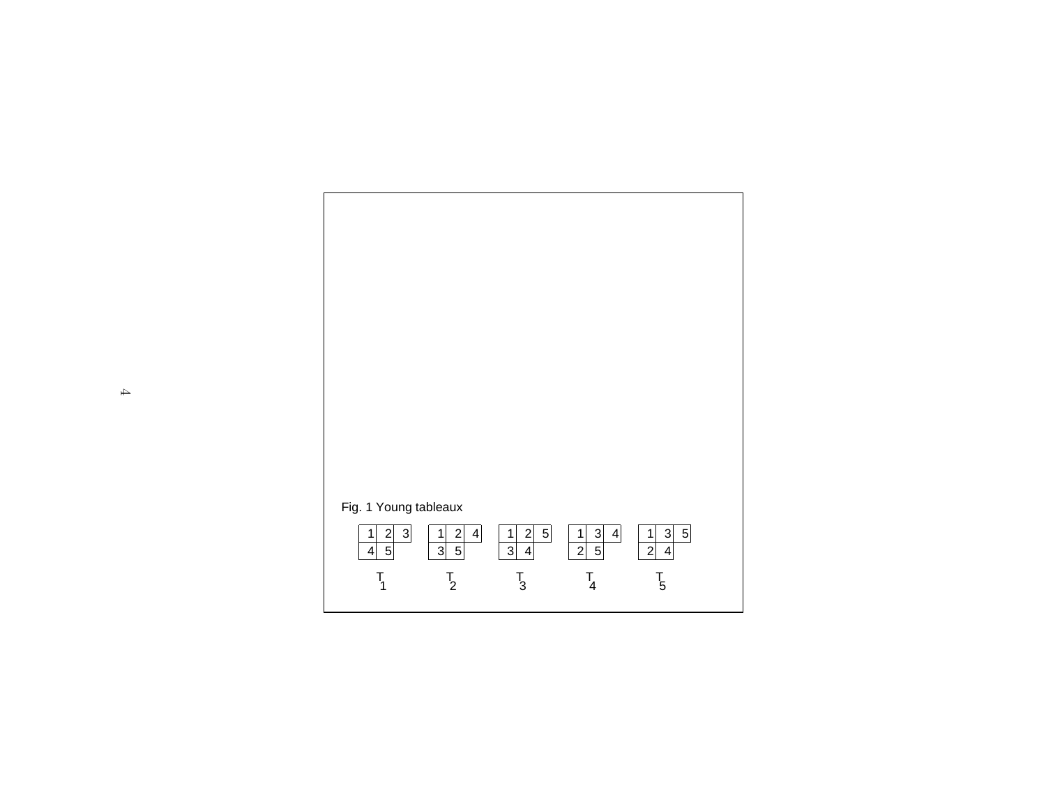Fig. 1 Young tableaux

| $T_1$ | $T_2$ | $T_3$ | $T_4$ | $T_5$ |
|---|---|---|---|---|
| 1 2 3 | 1 2 4 | 1 2 5 | 1 3 4 | 1 3 5 |
| 4 5 | 3 5 | 3 4 | 2 5 | 2 4 |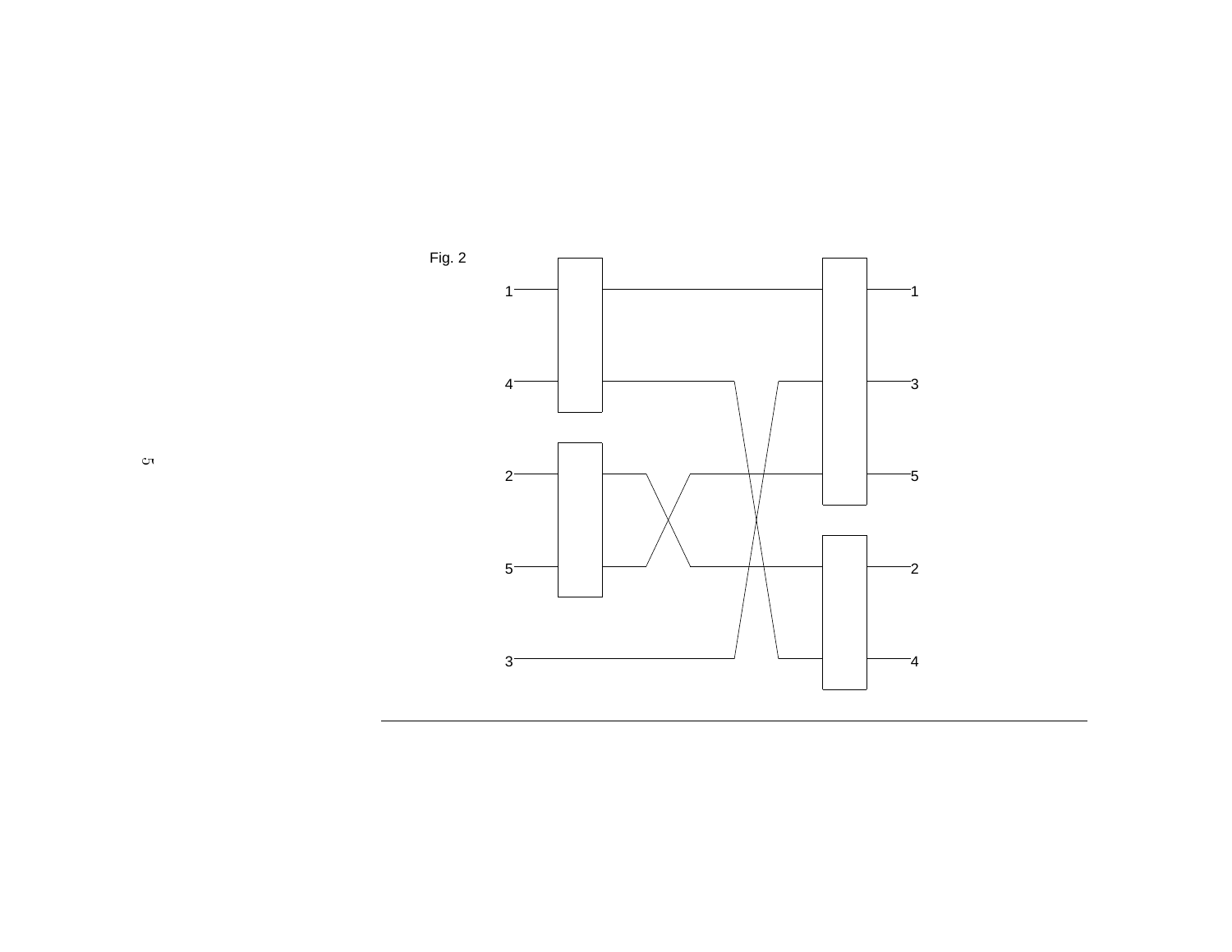Fig. 2

1 4 2 5 3

1 3 5 2 4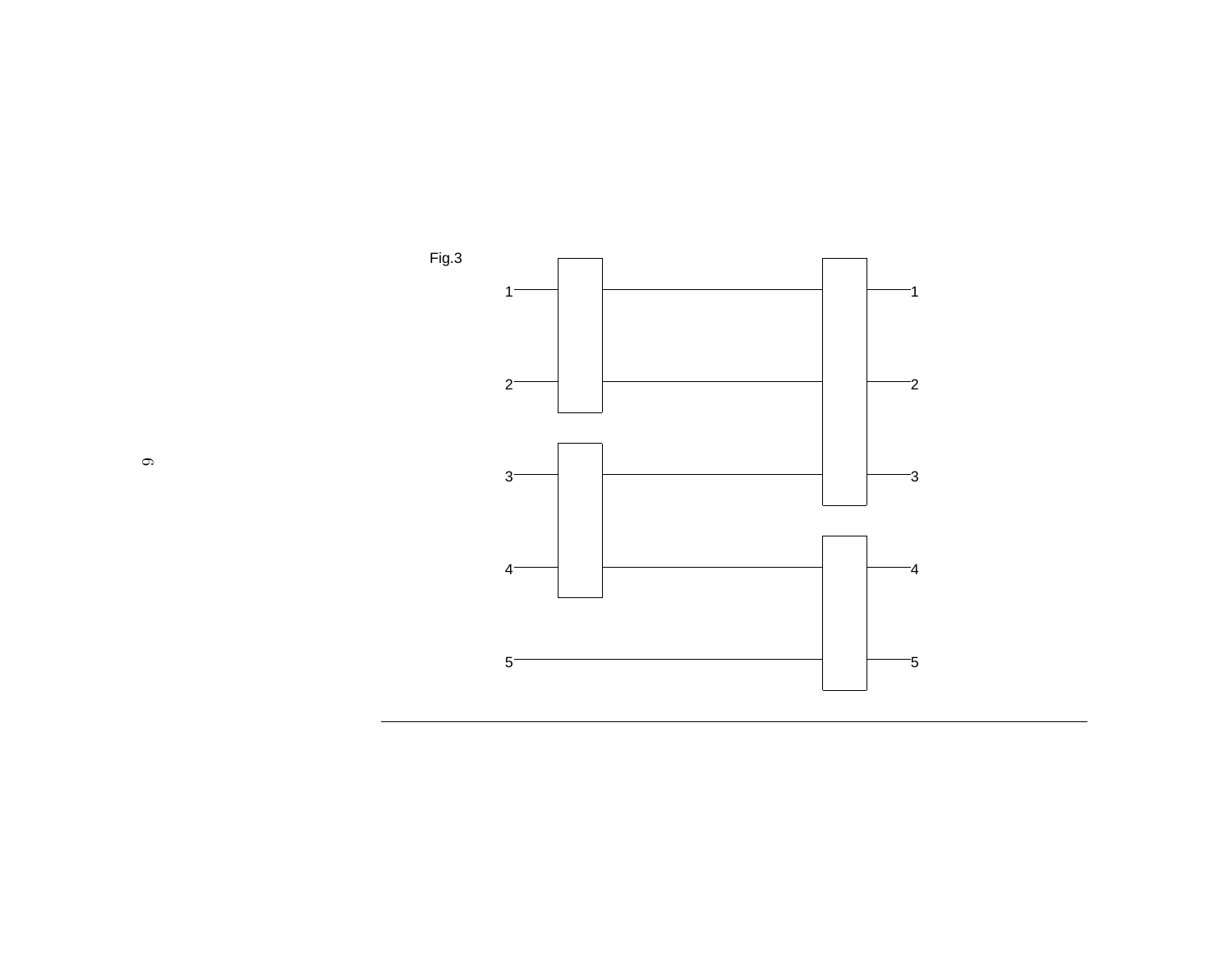Fig.3

1
2
3
4
5

1
2
3
4
5